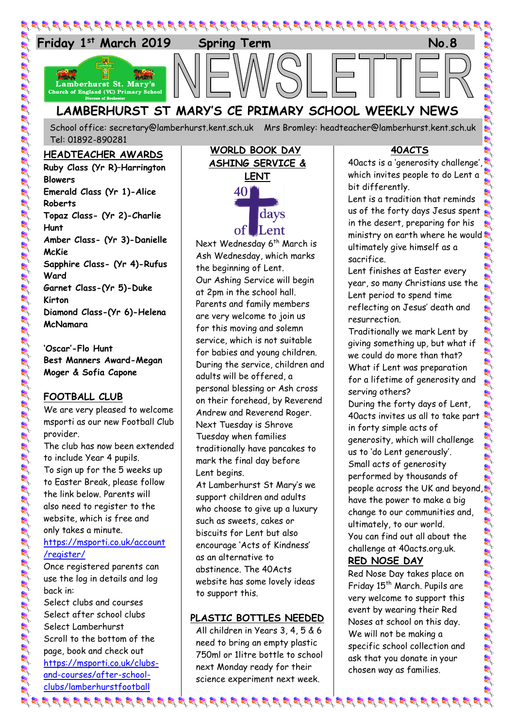Friday 1st March 2019 Spring Term No.8

# NEWSLETTER

## LAMBERHURST ST MARY'S CE PRIMARY SCHOOL WEEKLY NEWS

School office: secretary@lamberhurst.kent.sch.uk Mrs Bromley: headteacher@lamberhurst.kent.sch.uk Tel: 01892-890281

### HEADTEACHER AWARDS

**Ruby Class (Yr R)–Harrington Blowers**
**Emerald Class (Yr 1)-Alice Roberts**
**Topaz Class- (Yr 2)-Charlie Hunt**
**Amber Class- (Yr 3)-Danielle McKie**
**Sapphire Class- (Yr 4)-Rufus Ward**
**Garnet Class-(Yr 5)-Duke Kirton**
**Diamond Class-(Yr 6)-Helena McNamara**

**'Oscar'-Flo Hunt**
**Best Manners Award-Megan Moger & Sofia Capone**

### FOOTBALL CLUB

We are very pleased to welcome msporti as our new Football Club provider.

The club has now been extended to include Year 4 pupils.

To sign up for the 5 weeks up to Easter Break, please follow the link below. Parents will also need to register to the website, which is free and only takes a minute.

https://msporti.co.uk/account/register/

Once registered parents can use the log in details and log back in:
Select clubs and courses
Select after school clubs
Select Lamberhurst
Scroll to the bottom of the page, book and check out
https://msporti.co.uk/clubs-and-courses/after-school-clubs/lamberhurstfootball

### WORLD BOOK DAY ASHING SERVICE & LENT

40 days of Lent

Next Wednesday 6th March is Ash Wednesday, which marks the beginning of Lent.

Our Ashing Service will begin at 2pm in the school hall. Parents and family members are very welcome to join us for this moving and solemn service, which is not suitable for babies and young children. During the service, children and adults will be offered, a personal blessing or Ash cross on their forehead, by Reverend Andrew and Reverend Roger.

Next Tuesday is Shrove Tuesday when families traditionally have pancakes to mark the final day before Lent begins.

At Lamberhurst St Mary's we support children and adults who choose to give up a luxury such as sweets, cakes or biscuits for Lent but also encourage 'Acts of Kindness' as an alternative to abstinence. The 40Acts website has some lovely ideas to support this.

### PLASTIC BOTTLES NEEDED

All children in Years 3, 4, 5 & 6 need to bring an empty plastic 750ml or 1litre bottle to school next Monday ready for their science experiment next week.

### 40ACTS

40acts is a 'generosity challenge', which invites people to do Lent a bit differently.

Lent is a tradition that reminds us of the forty days Jesus spent in the desert, preparing for his ministry on earth where he would ultimately give himself as a sacrifice.

Lent finishes at Easter every year, so many Christians use the Lent period to spend time reflecting on Jesus' death and resurrection.

Traditionally we mark Lent by giving something up, but what if we could do more than that? What if Lent was preparation for a lifetime of generosity and serving others?

During the forty days of Lent, 40acts invites us all to take part in forty simple acts of generosity, which will challenge us to 'do Lent generously'.

Small acts of generosity performed by thousands of people across the UK and beyond, have the power to make a big change to our communities and, ultimately, to our world.

You can find out all about the challenge at 40acts.org.uk.

### RED NOSE DAY

Red Nose Day takes place on Friday 15th March. Pupils are very welcome to support this event by wearing their Red Noses at school on this day. We will not be making a specific school collection and ask that you donate in your chosen way as families.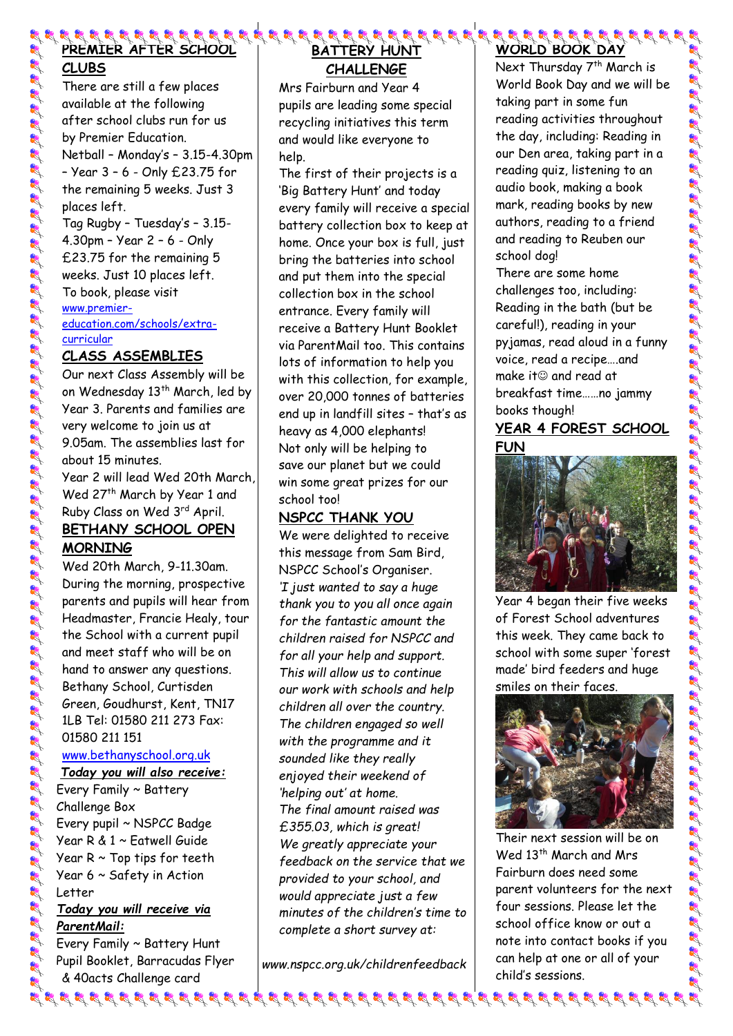## PREMIER AFTER SCHOOL CLUBS

There are still a few places available at the following after school clubs run for us by Premier Education.

Netball – Monday's – 3.15-4.30pm – Year 3 – 6 - Only £23.75 for the remaining 5 weeks. Just 3 places left.

Tag Rugby – Tuesday's – 3.15-4.30pm – Year 2 – 6 - Only £23.75 for the remaining 5 weeks. Just 10 places left.

To book, please visit www.premier-education.com/schools/extra-curricular

## CLASS ASSEMBLIES

Our next Class Assembly will be on Wednesday 13th March, led by Year 3. Parents and families are very welcome to join us at 9.05am. The assemblies last for about 15 minutes.

Year 2 will lead Wed 20th March, Wed 27th March by Year 1 and Ruby Class on Wed 3rd April.

## BETHANY SCHOOL OPEN MORNING

Wed 20th March, 9-11.30am.

During the morning, prospective parents and pupils will hear from Headmaster, Francie Healy, tour the School with a current pupil and meet staff who will be on hand to answer any questions.

Bethany School, Curtisden Green, Goudhurst, Kent, TN17 1LB Tel: 01580 211 273 Fax: 01580 211 151

www.bethanyschool.org.uk

***Today you will also receive:***

Every Family ~ Battery Challenge Box
Every pupil ~ NSPCC Badge
Year R & 1 ~ Eatwell Guide
Year R ~ Top tips for teeth
Year 6 ~ Safety in Action Letter

***Today you will receive via ParentMail:***

Every Family ~ Battery Hunt Pupil Booklet, Barracudas Flyer & 40acts Challenge card

## BATTERY HUNT CHALLENGE

Mrs Fairburn and Year 4 pupils are leading some special recycling initiatives this term and would like everyone to help.

The first of their projects is a 'Big Battery Hunt' and today every family will receive a special battery collection box to keep at home. Once your box is full, just bring the batteries into school and put them into the special collection box in the school entrance. Every family will receive a Battery Hunt Booklet via ParentMail too. This contains lots of information to help you with this collection, for example, over 20,000 tonnes of batteries end up in landfill sites – that's as heavy as 4,000 elephants!

Not only will be helping to save our planet but we could win some great prizes for our school too!

## NSPCC THANK YOU

We were delighted to receive this message from Sam Bird, NSPCC School's Organiser.

*'I just wanted to say a huge thank you to you all once again for the fantastic amount the children raised for NSPCC and for all your help and support. This will allow us to continue our work with schools and help children all over the country. The children engaged so well with the programme and it sounded like they really enjoyed their weekend of 'helping out' at home.*

*The final amount raised was £355.03, which is great!*

*We greatly appreciate your feedback on the service that we provided to your school, and would appreciate just a few minutes of the children's time to complete a short survey at:*

*www.nspcc.org.uk/childrenfeedback*

## WORLD BOOK DAY

Next Thursday 7th March is World Book Day and we will be taking part in some fun reading activities throughout the day, including: Reading in our Den area, taking part in a reading quiz, listening to an audio book, making a book mark, reading books by new authors, reading to a friend and reading to Reuben our school dog!

There are some home challenges too, including: Reading in the bath (but be careful!), reading in your pyjamas, read aloud in a funny voice, read a recipe….and make it☺ and read at breakfast time……no jammy books though!

## YEAR 4 FOREST SCHOOL FUN

Year 4 began their five weeks of Forest School adventures this week. They came back to school with some super 'forest made' bird feeders and huge smiles on their faces.

Their next session will be on Wed 13th March and Mrs Fairburn does need some parent volunteers for the next four sessions. Please let the school office know or out a note into contact books if you can help at one or all of your child's sessions.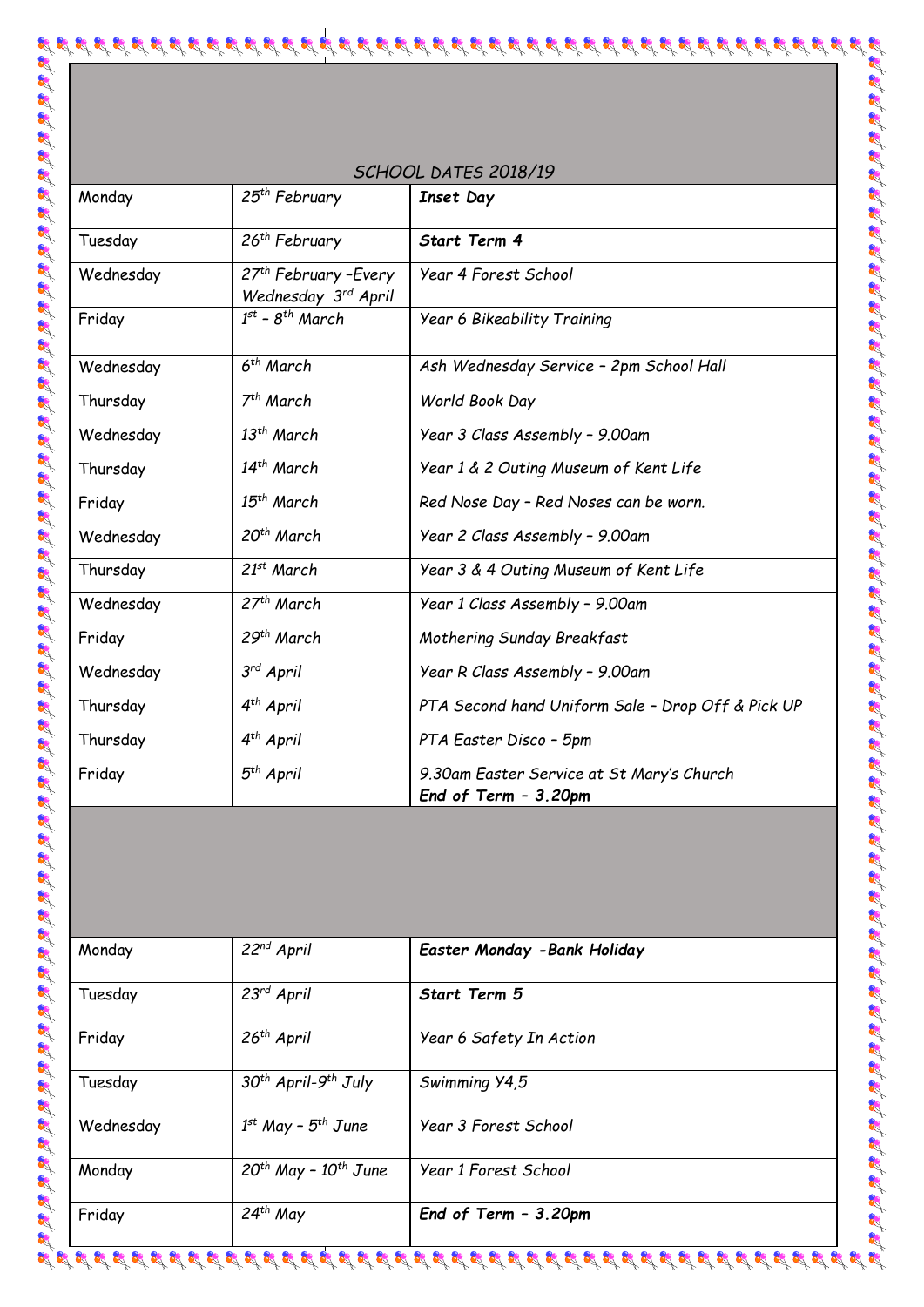*SCHOOL DATES 2018/19*

| | | |
|---|---|---|
| Monday | *25th February* | ***Inset Day*** |
| Tuesday | *26th February* | ***Start Term 4*** |
| Wednesday | *27th February –Every Wednesday 3rd April* | *Year 4 Forest School* |
| Friday | *1st – 8th March* | *Year 6 Bikeability Training* |
| Wednesday | *6th March* | *Ash Wednesday Service – 2pm School Hall* |
| Thursday | *7th March* | *World Book Day* |
| Wednesday | *13th March* | *Year 3 Class Assembly – 9.00am* |
| Thursday | *14th March* | *Year 1 & 2 Outing Museum of Kent Life* |
| Friday | *15th March* | *Red Nose Day – Red Noses can be worn.* |
| Wednesday | *20th March* | *Year 2 Class Assembly – 9.00am* |
| Thursday | *21st March* | *Year 3 & 4 Outing Museum of Kent Life* |
| Wednesday | *27th March* | *Year 1 Class Assembly – 9.00am* |
| Friday | *29th March* | *Mothering Sunday Breakfast* |
| Wednesday | *3rd April* | *Year R Class Assembly – 9.00am* |
| Thursday | *4th April* | *PTA Second hand Uniform Sale – Drop Off & Pick UP* |
| Thursday | *4th April* | *PTA Easter Disco – 5pm* |
| Friday | *5th April* | *9.30am Easter Service at St Mary's Church* ***End of Term – 3.20pm*** |
| | | |
| Monday | *22nd April* | ***Easter Monday -Bank Holiday*** |
| Tuesday | *23rd April* | ***Start Term 5*** |
| Friday | *26th April* | *Year 6 Safety In Action* |
| Tuesday | *30th April-9th July* | *Swimming Y4,5* |
| Wednesday | *1st May – 5th June* | *Year 3 Forest School* |
| Monday | *20th May – 10th June* | *Year 1 Forest School* |
| Friday | *24th May* | ***End of Term – 3.20pm*** |